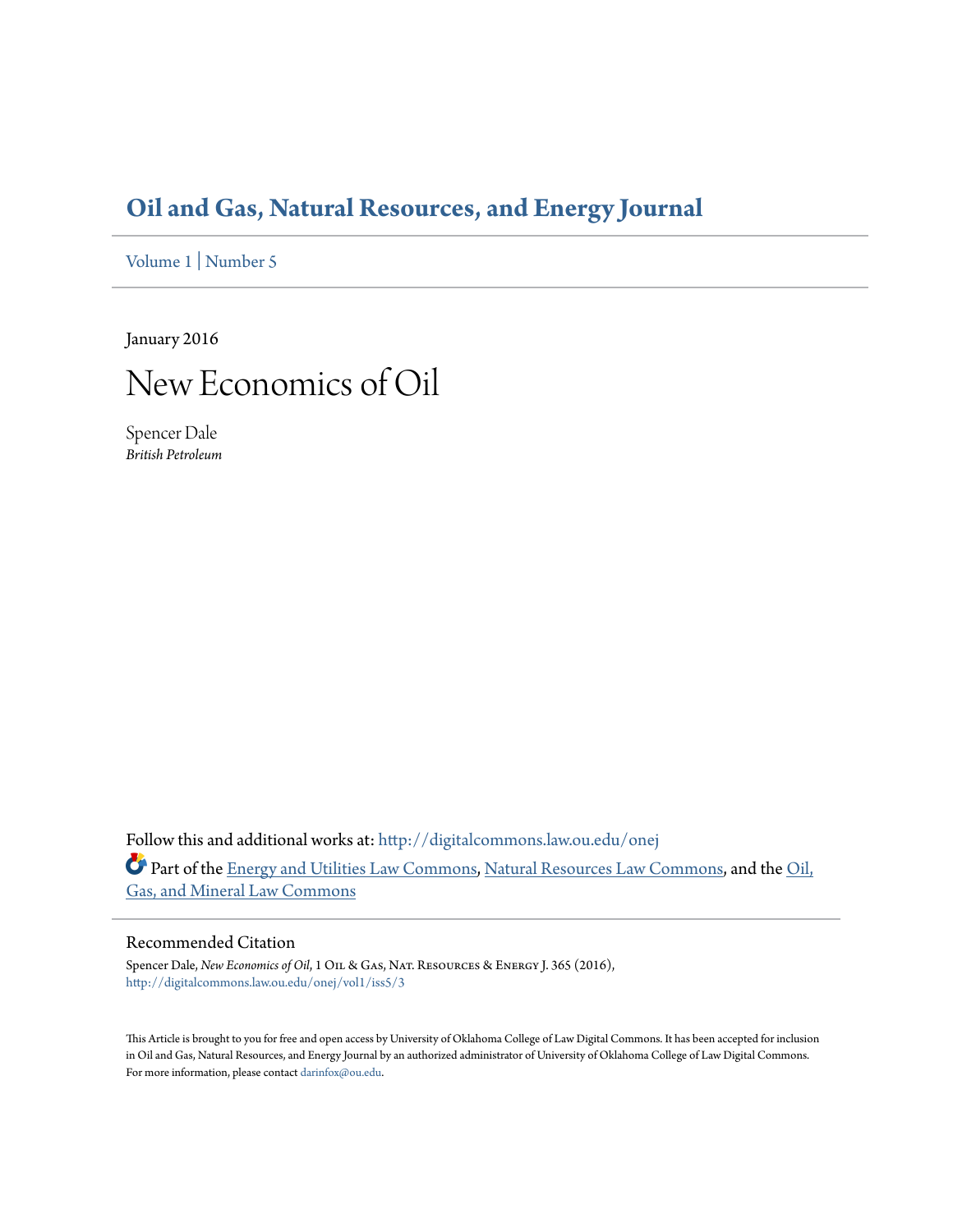# Oil and Gas, Natural Resources, and Energy Journal

Volume 1 | Number 5

January 2016

## New Economics of Oil

Spencer Dale
*British Petroleum*

Follow this and additional works at: http://digitalcommons.law.ou.edu/onej

Part of the Energy and Utilities Law Commons, Natural Resources Law Commons, and the Oil, Gas, and Mineral Law Commons

### Recommended Citation

Spencer Dale, *New Economics of Oil*, 1 Oil & Gas, Nat. Resources & Energy J. 365 (2016),
http://digitalcommons.law.ou.edu/onej/vol1/iss5/3

This Article is brought to you for free and open access by University of Oklahoma College of Law Digital Commons. It has been accepted for inclusion in Oil and Gas, Natural Resources, and Energy Journal by an authorized administrator of University of Oklahoma College of Law Digital Commons. For more information, please contact darinfox@ou.edu.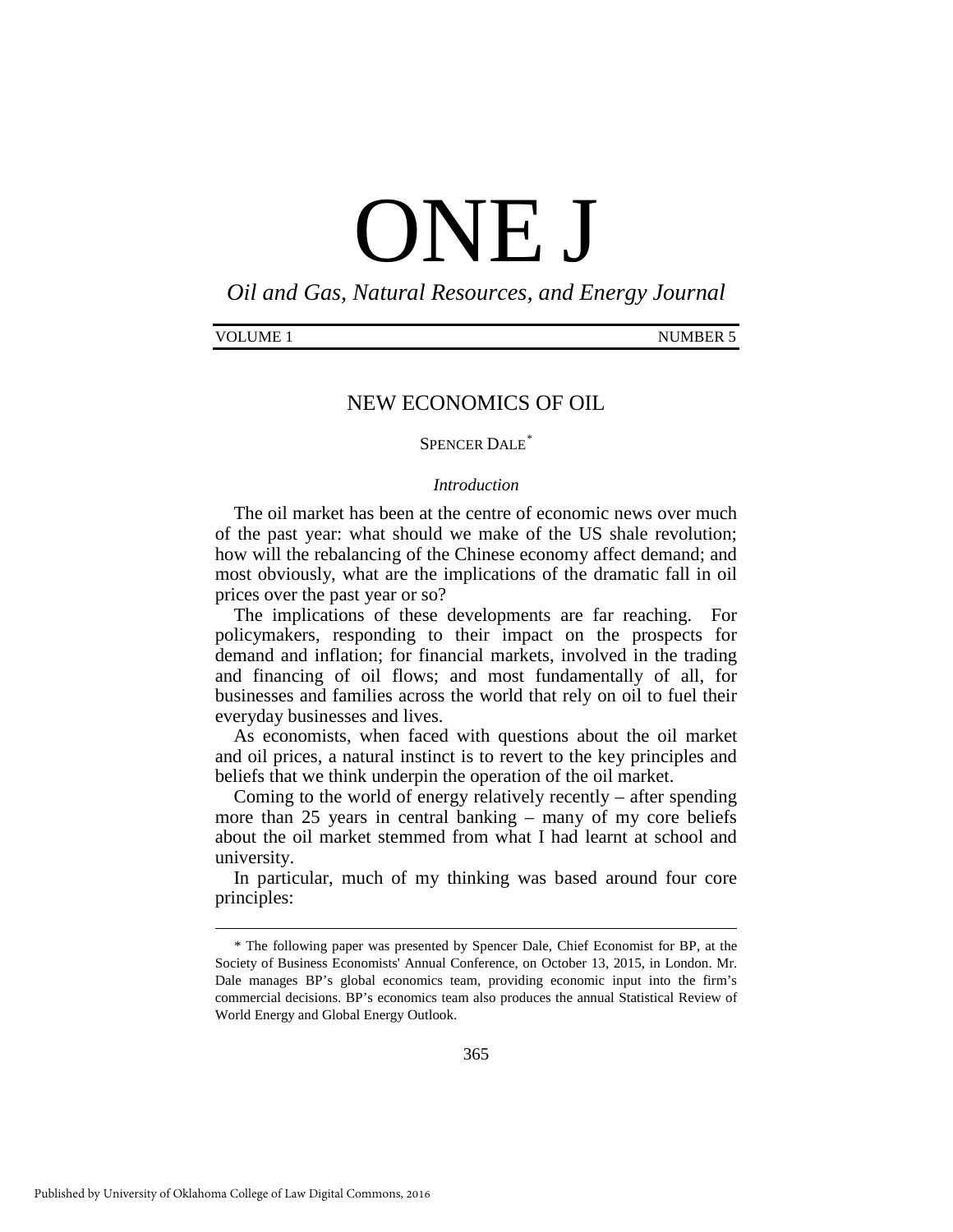# ONE J

*Oil and Gas, Natural Resources, and Energy Journal*

VOLUME 1 NUMBER 5

## NEW ECONOMICS OF OIL

SPENCER DALE[*]

### *Introduction*

The oil market has been at the centre of economic news over much of the past year: what should we make of the US shale revolution; how will the rebalancing of the Chinese economy affect demand; and most obviously, what are the implications of the dramatic fall in oil prices over the past year or so?

The implications of these developments are far reaching. For policymakers, responding to their impact on the prospects for demand and inflation; for financial markets, involved in the trading and financing of oil flows; and most fundamentally of all, for businesses and families across the world that rely on oil to fuel their everyday businesses and lives.

As economists, when faced with questions about the oil market and oil prices, a natural instinct is to revert to the key principles and beliefs that we think underpin the operation of the oil market.

Coming to the world of energy relatively recently – after spending more than 25 years in central banking – many of my core beliefs about the oil market stemmed from what I had learnt at school and university.

In particular, much of my thinking was based around four core principles:

---

\* The following paper was presented by Spencer Dale, Chief Economist for BP, at the Society of Business Economists' Annual Conference, on October 13, 2015, in London. Mr. Dale manages BP's global economics team, providing economic input into the firm's commercial decisions. BP's economics team also produces the annual Statistical Review of World Energy and Global Energy Outlook.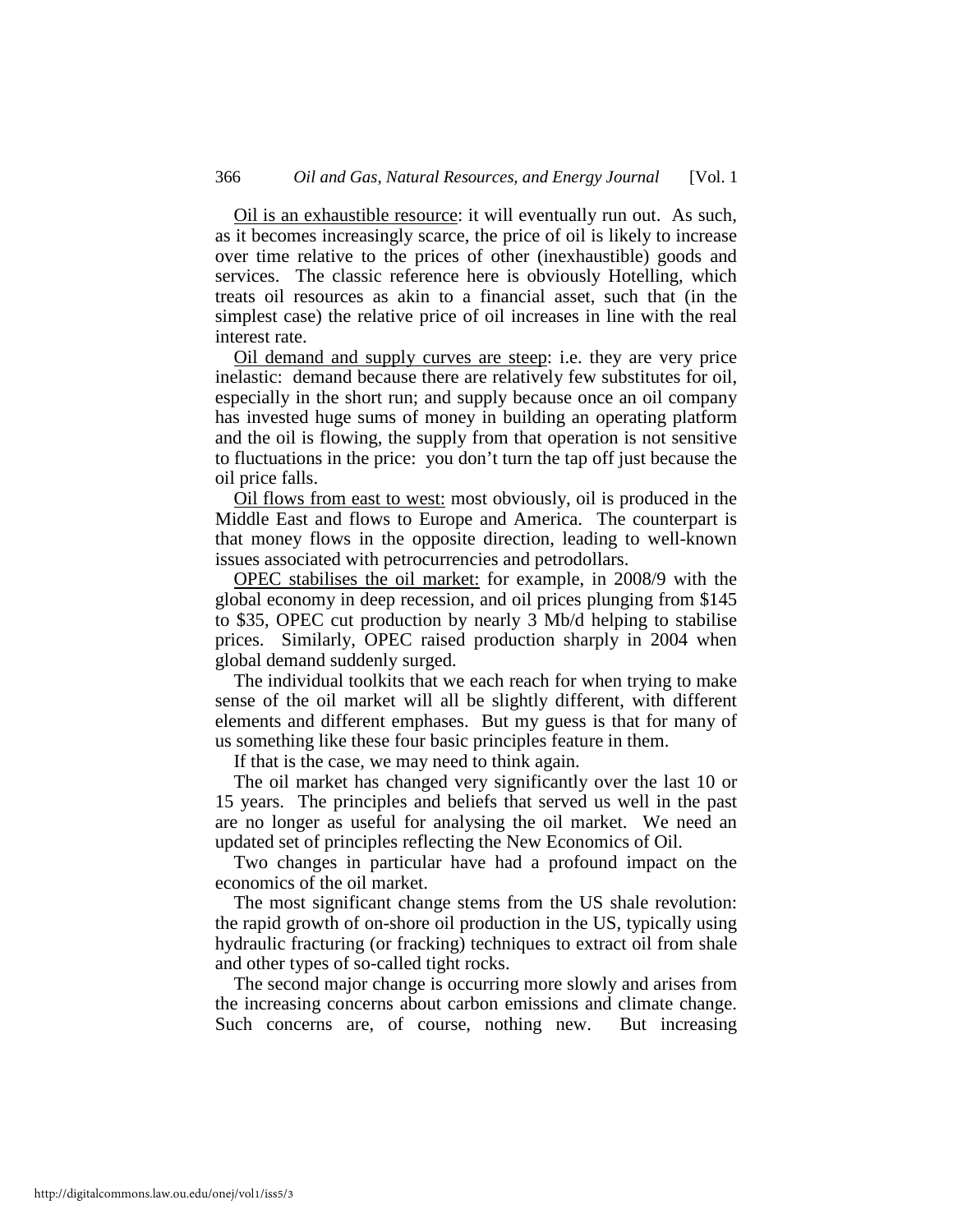Oil is an exhaustible resource: it will eventually run out. As such, as it becomes increasingly scarce, the price of oil is likely to increase over time relative to the prices of other (inexhaustible) goods and services. The classic reference here is obviously Hotelling, which treats oil resources as akin to a financial asset, such that (in the simplest case) the relative price of oil increases in line with the real interest rate.

Oil demand and supply curves are steep: i.e. they are very price inelastic: demand because there are relatively few substitutes for oil, especially in the short run; and supply because once an oil company has invested huge sums of money in building an operating platform and the oil is flowing, the supply from that operation is not sensitive to fluctuations in the price: you don't turn the tap off just because the oil price falls.

Oil flows from east to west: most obviously, oil is produced in the Middle East and flows to Europe and America. The counterpart is that money flows in the opposite direction, leading to well-known issues associated with petrocurrencies and petrodollars.

OPEC stabilises the oil market: for example, in 2008/9 with the global economy in deep recession, and oil prices plunging from $145 to $35, OPEC cut production by nearly 3 Mb/d helping to stabilise prices. Similarly, OPEC raised production sharply in 2004 when global demand suddenly surged.

The individual toolkits that we each reach for when trying to make sense of the oil market will all be slightly different, with different elements and different emphases. But my guess is that for many of us something like these four basic principles feature in them.

If that is the case, we may need to think again.

The oil market has changed very significantly over the last 10 or 15 years. The principles and beliefs that served us well in the past are no longer as useful for analysing the oil market. We need an updated set of principles reflecting the New Economics of Oil.

Two changes in particular have had a profound impact on the economics of the oil market.

The most significant change stems from the US shale revolution: the rapid growth of on-shore oil production in the US, typically using hydraulic fracturing (or fracking) techniques to extract oil from shale and other types of so-called tight rocks.

The second major change is occurring more slowly and arises from the increasing concerns about carbon emissions and climate change. Such concerns are, of course, nothing new. But increasing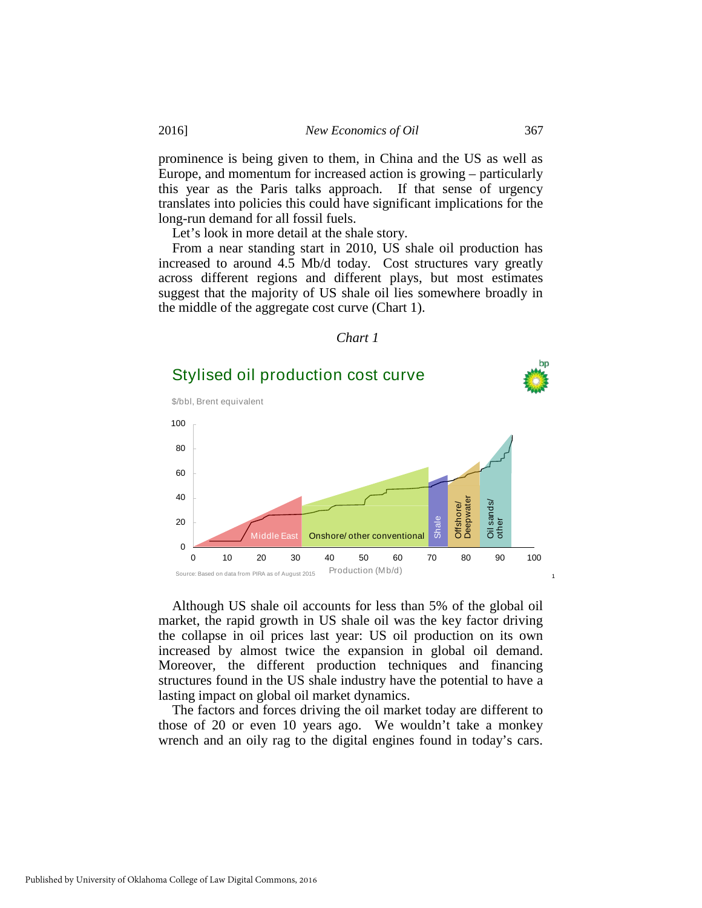prominence is being given to them, in China and the US as well as Europe, and momentum for increased action is growing – particularly this year as the Paris talks approach. If that sense of urgency translates into policies this could have significant implications for the long-run demand for all fossil fuels.

Let's look in more detail at the shale story.

From a near standing start in 2010, US shale oil production has increased to around 4.5 Mb/d today. Cost structures vary greatly across different regions and different plays, but most estimates suggest that the majority of US shale oil lies somewhere broadly in the middle of the aggregate cost curve (Chart 1).

*Chart 1*

Although US shale oil accounts for less than 5% of the global oil market, the rapid growth in US shale oil was the key factor driving the collapse in oil prices last year: US oil production on its own increased by almost twice the expansion in global oil demand. Moreover, the different production techniques and financing structures found in the US shale industry have the potential to have a lasting impact on global oil market dynamics.

The factors and forces driving the oil market today are different to those of 20 or even 10 years ago. We wouldn't take a monkey wrench and an oily rag to the digital engines found in today's cars.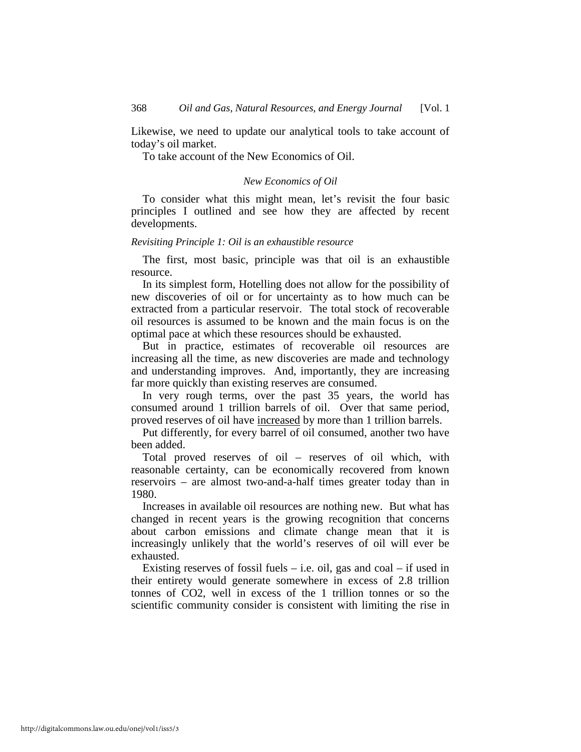Likewise, we need to update our analytical tools to take account of today's oil market.

To take account of the New Economics of Oil.

### *New Economics of Oil*

To consider what this might mean, let's revisit the four basic principles I outlined and see how they are affected by recent developments.

#### *Revisiting Principle 1: Oil is an exhaustible resource*

The first, most basic, principle was that oil is an exhaustible resource.

In its simplest form, Hotelling does not allow for the possibility of new discoveries of oil or for uncertainty as to how much can be extracted from a particular reservoir. The total stock of recoverable oil resources is assumed to be known and the main focus is on the optimal pace at which these resources should be exhausted.

But in practice, estimates of recoverable oil resources are increasing all the time, as new discoveries are made and technology and understanding improves. And, importantly, they are increasing far more quickly than existing reserves are consumed.

In very rough terms, over the past 35 years, the world has consumed around 1 trillion barrels of oil. Over that same period, proved reserves of oil have <u>increased</u> by more than 1 trillion barrels.

Put differently, for every barrel of oil consumed, another two have been added.

Total proved reserves of oil – reserves of oil which, with reasonable certainty, can be economically recovered from known reservoirs – are almost two-and-a-half times greater today than in 1980.

Increases in available oil resources are nothing new. But what has changed in recent years is the growing recognition that concerns about carbon emissions and climate change mean that it is increasingly unlikely that the world's reserves of oil will ever be exhausted.

Existing reserves of fossil fuels – i.e. oil, gas and coal – if used in their entirety would generate somewhere in excess of 2.8 trillion tonnes of $CO_2$, well in excess of the 1 trillion tonnes or so the scientific community consider is consistent with limiting the rise in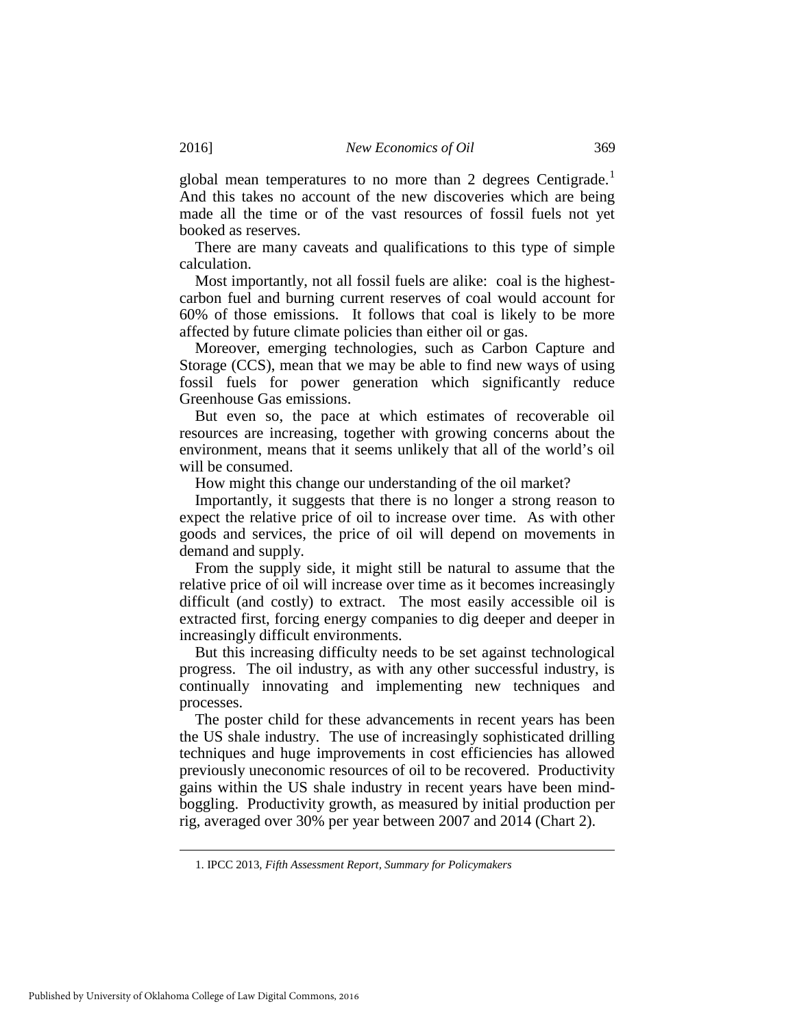global mean temperatures to no more than 2 degrees Centigrade.[1] And this takes no account of the new discoveries which are being made all the time or of the vast resources of fossil fuels not yet booked as reserves.

There are many caveats and qualifications to this type of simple calculation.

Most importantly, not all fossil fuels are alike: coal is the highest-carbon fuel and burning current reserves of coal would account for 60% of those emissions. It follows that coal is likely to be more affected by future climate policies than either oil or gas.

Moreover, emerging technologies, such as Carbon Capture and Storage (CCS), mean that we may be able to find new ways of using fossil fuels for power generation which significantly reduce Greenhouse Gas emissions.

But even so, the pace at which estimates of recoverable oil resources are increasing, together with growing concerns about the environment, means that it seems unlikely that all of the world's oil will be consumed.

How might this change our understanding of the oil market?

Importantly, it suggests that there is no longer a strong reason to expect the relative price of oil to increase over time. As with other goods and services, the price of oil will depend on movements in demand and supply.

From the supply side, it might still be natural to assume that the relative price of oil will increase over time as it becomes increasingly difficult (and costly) to extract. The most easily accessible oil is extracted first, forcing energy companies to dig deeper and deeper in increasingly difficult environments.

But this increasing difficulty needs to be set against technological progress. The oil industry, as with any other successful industry, is continually innovating and implementing new techniques and processes.

The poster child for these advancements in recent years has been the US shale industry. The use of increasingly sophisticated drilling techniques and huge improvements in cost efficiencies has allowed previously uneconomic resources of oil to be recovered. Productivity gains within the US shale industry in recent years have been mind-boggling. Productivity growth, as measured by initial production per rig, averaged over 30% per year between 2007 and 2014 (Chart 2).

---

1. IPCC 2013, *Fifth Assessment Report, Summary for Policymakers*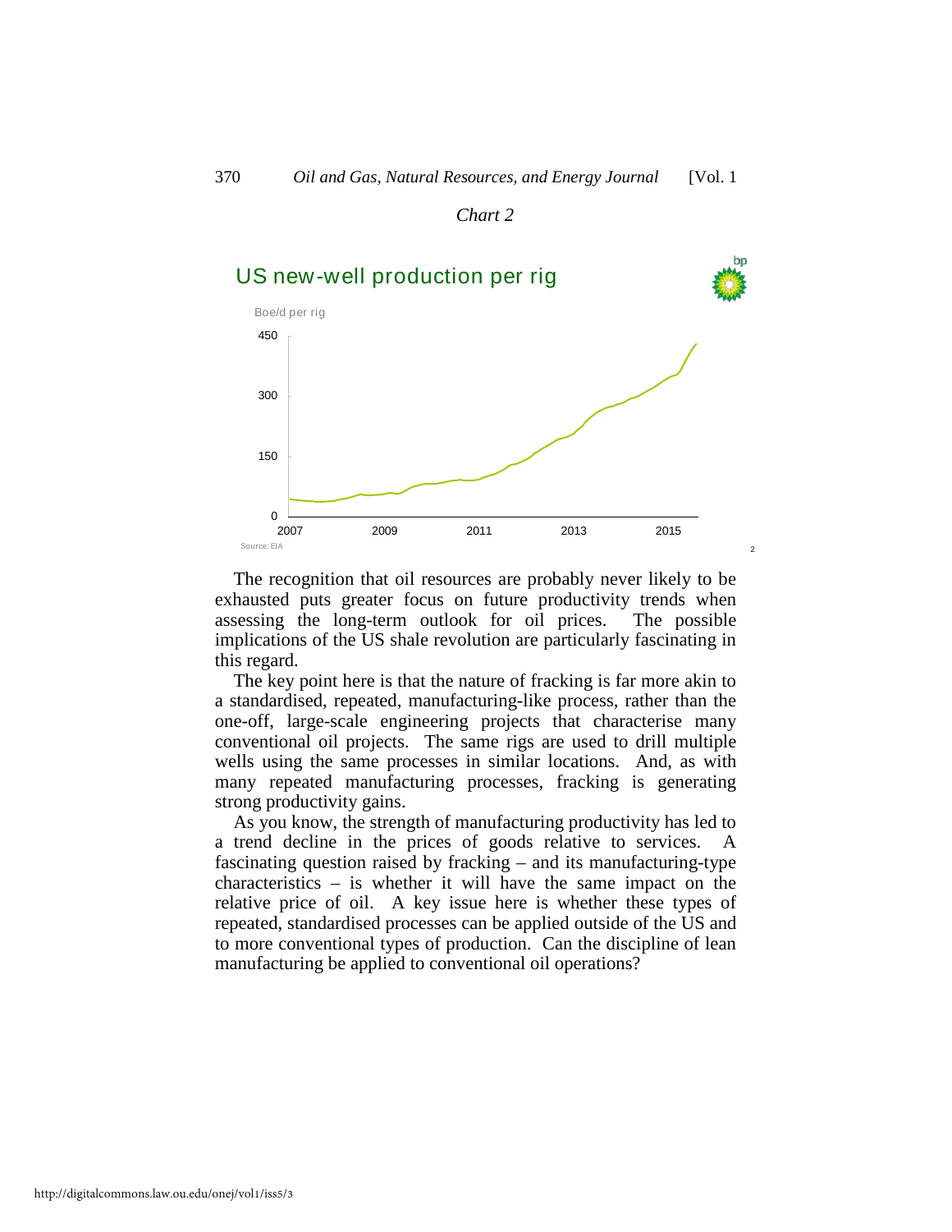*Chart 2*

US new-well production per rig

Boe/d per rig

Source: EIA

The recognition that oil resources are probably never likely to be exhausted puts greater focus on future productivity trends when assessing the long-term outlook for oil prices. The possible implications of the US shale revolution are particularly fascinating in this regard.

The key point here is that the nature of fracking is far more akin to a standardised, repeated, manufacturing-like process, rather than the one-off, large-scale engineering projects that characterise many conventional oil projects. The same rigs are used to drill multiple wells using the same processes in similar locations. And, as with many repeated manufacturing processes, fracking is generating strong productivity gains.

As you know, the strength of manufacturing productivity has led to a trend decline in the prices of goods relative to services. A fascinating question raised by fracking – and its manufacturing-type characteristics – is whether it will have the same impact on the relative price of oil. A key issue here is whether these types of repeated, standardised processes can be applied outside of the US and to more conventional types of production. Can the discipline of lean manufacturing be applied to conventional oil operations?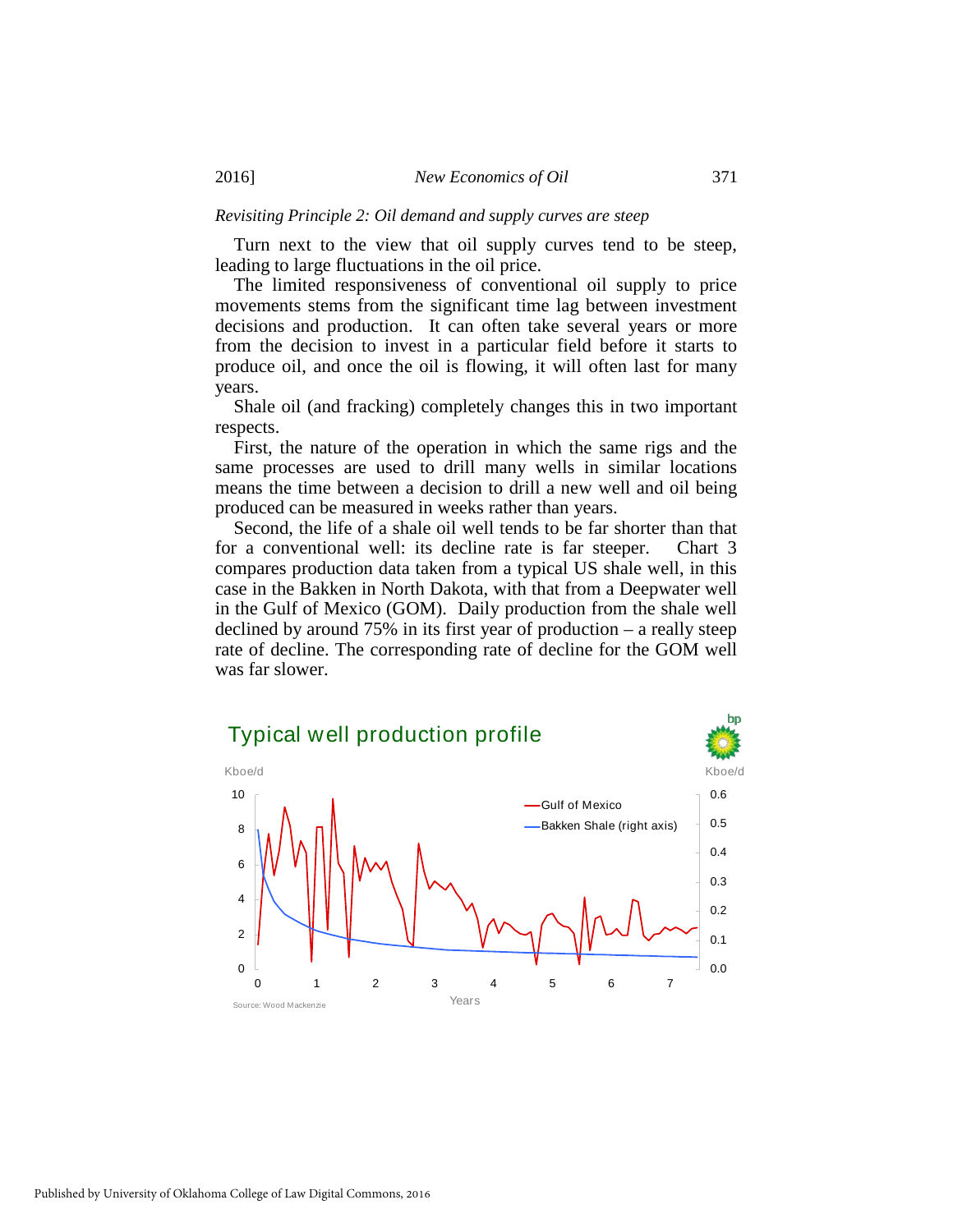*Revisiting Principle 2: Oil demand and supply curves are steep*

Turn next to the view that oil supply curves tend to be steep, leading to large fluctuations in the oil price.

The limited responsiveness of conventional oil supply to price movements stems from the significant time lag between investment decisions and production. It can often take several years or more from the decision to invest in a particular field before it starts to produce oil, and once the oil is flowing, it will often last for many years.

Shale oil (and fracking) completely changes this in two important respects.

First, the nature of the operation in which the same rigs and the same processes are used to drill many wells in similar locations means the time between a decision to drill a new well and oil being produced can be measured in weeks rather than years.

Second, the life of a shale oil well tends to be far shorter than that for a conventional well: its decline rate is far steeper. Chart 3 compares production data taken from a typical US shale well, in this case in the Bakken in North Dakota, with that from a Deepwater well in the Gulf of Mexico (GOM). Daily production from the shale well declined by around 75% in its first year of production – a really steep rate of decline. The corresponding rate of decline for the GOM well was far slower.

Typical well production profile

Source: Wood Mackenzie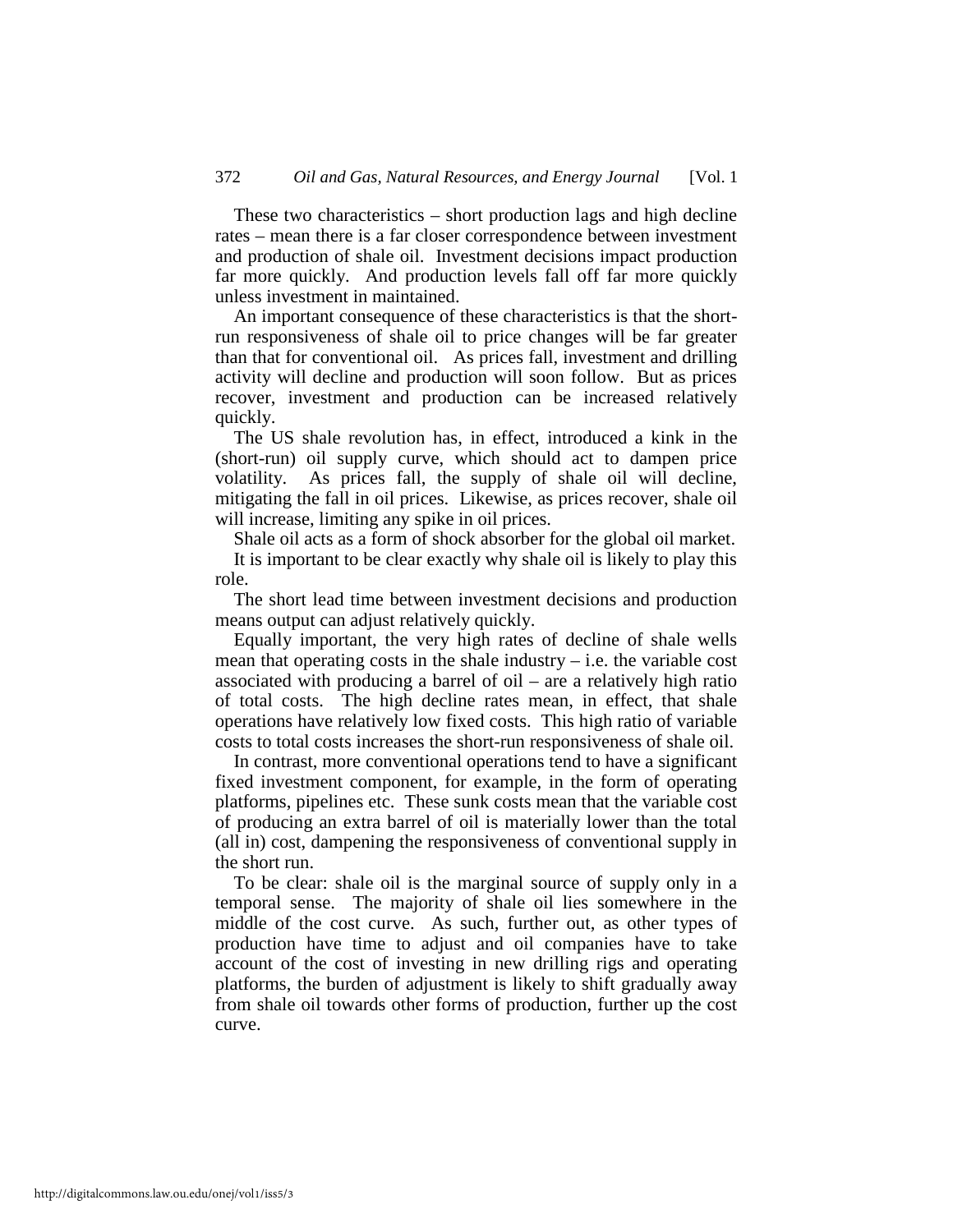These two characteristics – short production lags and high decline rates – mean there is a far closer correspondence between investment and production of shale oil. Investment decisions impact production far more quickly. And production levels fall off far more quickly unless investment in maintained.

An important consequence of these characteristics is that the short-run responsiveness of shale oil to price changes will be far greater than that for conventional oil. As prices fall, investment and drilling activity will decline and production will soon follow. But as prices recover, investment and production can be increased relatively quickly.

The US shale revolution has, in effect, introduced a kink in the (short-run) oil supply curve, which should act to dampen price volatility. As prices fall, the supply of shale oil will decline, mitigating the fall in oil prices. Likewise, as prices recover, shale oil will increase, limiting any spike in oil prices.

Shale oil acts as a form of shock absorber for the global oil market.

It is important to be clear exactly why shale oil is likely to play this role.

The short lead time between investment decisions and production means output can adjust relatively quickly.

Equally important, the very high rates of decline of shale wells mean that operating costs in the shale industry – i.e. the variable cost associated with producing a barrel of oil – are a relatively high ratio of total costs. The high decline rates mean, in effect, that shale operations have relatively low fixed costs. This high ratio of variable costs to total costs increases the short-run responsiveness of shale oil.

In contrast, more conventional operations tend to have a significant fixed investment component, for example, in the form of operating platforms, pipelines etc. These sunk costs mean that the variable cost of producing an extra barrel of oil is materially lower than the total (all in) cost, dampening the responsiveness of conventional supply in the short run.

To be clear: shale oil is the marginal source of supply only in a temporal sense. The majority of shale oil lies somewhere in the middle of the cost curve. As such, further out, as other types of production have time to adjust and oil companies have to take account of the cost of investing in new drilling rigs and operating platforms, the burden of adjustment is likely to shift gradually away from shale oil towards other forms of production, further up the cost curve.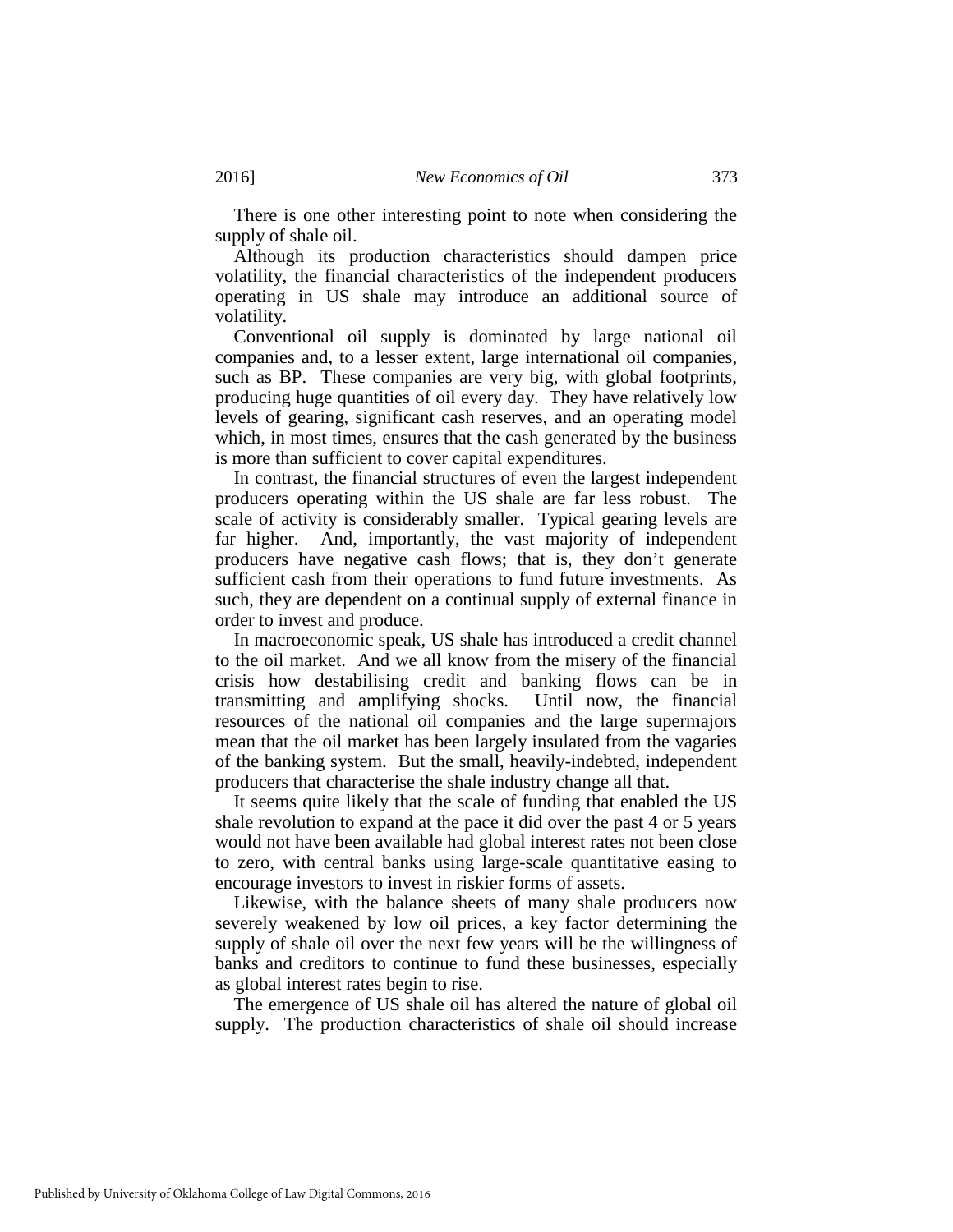There is one other interesting point to note when considering the supply of shale oil.

Although its production characteristics should dampen price volatility, the financial characteristics of the independent producers operating in US shale may introduce an additional source of volatility.

Conventional oil supply is dominated by large national oil companies and, to a lesser extent, large international oil companies, such as BP. These companies are very big, with global footprints, producing huge quantities of oil every day. They have relatively low levels of gearing, significant cash reserves, and an operating model which, in most times, ensures that the cash generated by the business is more than sufficient to cover capital expenditures.

In contrast, the financial structures of even the largest independent producers operating within the US shale are far less robust. The scale of activity is considerably smaller. Typical gearing levels are far higher. And, importantly, the vast majority of independent producers have negative cash flows; that is, they don't generate sufficient cash from their operations to fund future investments. As such, they are dependent on a continual supply of external finance in order to invest and produce.

In macroeconomic speak, US shale has introduced a credit channel to the oil market. And we all know from the misery of the financial crisis how destabilising credit and banking flows can be in transmitting and amplifying shocks. Until now, the financial resources of the national oil companies and the large supermajors mean that the oil market has been largely insulated from the vagaries of the banking system. But the small, heavily-indebted, independent producers that characterise the shale industry change all that.

It seems quite likely that the scale of funding that enabled the US shale revolution to expand at the pace it did over the past 4 or 5 years would not have been available had global interest rates not been close to zero, with central banks using large-scale quantitative easing to encourage investors to invest in riskier forms of assets.

Likewise, with the balance sheets of many shale producers now severely weakened by low oil prices, a key factor determining the supply of shale oil over the next few years will be the willingness of banks and creditors to continue to fund these businesses, especially as global interest rates begin to rise.

The emergence of US shale oil has altered the nature of global oil supply. The production characteristics of shale oil should increase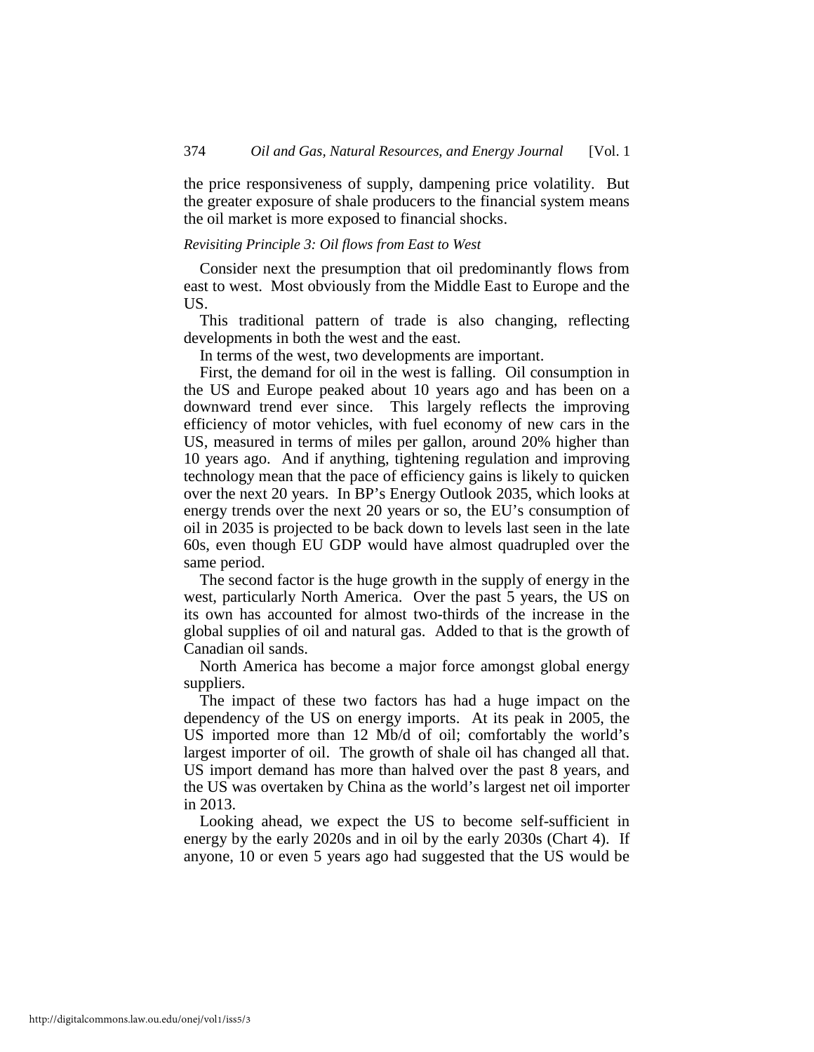the price responsiveness of supply, dampening price volatility. But the greater exposure of shale producers to the financial system means the oil market is more exposed to financial shocks.

*Revisiting Principle 3: Oil flows from East to West*

Consider next the presumption that oil predominantly flows from east to west. Most obviously from the Middle East to Europe and the US.

This traditional pattern of trade is also changing, reflecting developments in both the west and the east.

In terms of the west, two developments are important.

First, the demand for oil in the west is falling. Oil consumption in the US and Europe peaked about 10 years ago and has been on a downward trend ever since. This largely reflects the improving efficiency of motor vehicles, with fuel economy of new cars in the US, measured in terms of miles per gallon, around 20% higher than 10 years ago. And if anything, tightening regulation and improving technology mean that the pace of efficiency gains is likely to quicken over the next 20 years. In BP's Energy Outlook 2035, which looks at energy trends over the next 20 years or so, the EU's consumption of oil in 2035 is projected to be back down to levels last seen in the late 60s, even though EU GDP would have almost quadrupled over the same period.

The second factor is the huge growth in the supply of energy in the west, particularly North America. Over the past 5 years, the US on its own has accounted for almost two-thirds of the increase in the global supplies of oil and natural gas. Added to that is the growth of Canadian oil sands.

North America has become a major force amongst global energy suppliers.

The impact of these two factors has had a huge impact on the dependency of the US on energy imports. At its peak in 2005, the US imported more than 12 Mb/d of oil; comfortably the world's largest importer of oil. The growth of shale oil has changed all that. US import demand has more than halved over the past 8 years, and the US was overtaken by China as the world's largest net oil importer in 2013.

Looking ahead, we expect the US to become self-sufficient in energy by the early 2020s and in oil by the early 2030s (Chart 4). If anyone, 10 or even 5 years ago had suggested that the US would be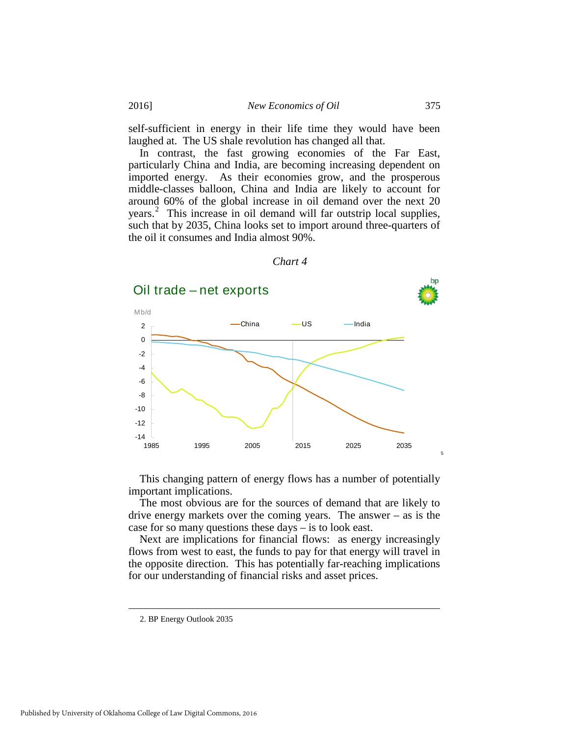self-sufficient in energy in their life time they would have been laughed at. The US shale revolution has changed all that.

In contrast, the fast growing economies of the Far East, particularly China and India, are becoming increasing dependent on imported energy. As their economies grow, and the prosperous middle-classes balloon, China and India are likely to account for around 60% of the global increase in oil demand over the next 20 years.[2] This increase in oil demand will far outstrip local supplies, such that by 2035, China looks set to import around three-quarters of the oil it consumes and India almost 90%.

*Chart 4*

Oil trade – net exports

This changing pattern of energy flows has a number of potentially important implications.

The most obvious are for the sources of demand that are likely to drive energy markets over the coming years. The answer – as is the case for so many questions these days – is to look east.

Next are implications for financial flows: as energy increasingly flows from west to east, the funds to pay for that energy will travel in the opposite direction. This has potentially far-reaching implications for our understanding of financial risks and asset prices.

---

2. BP Energy Outlook 2035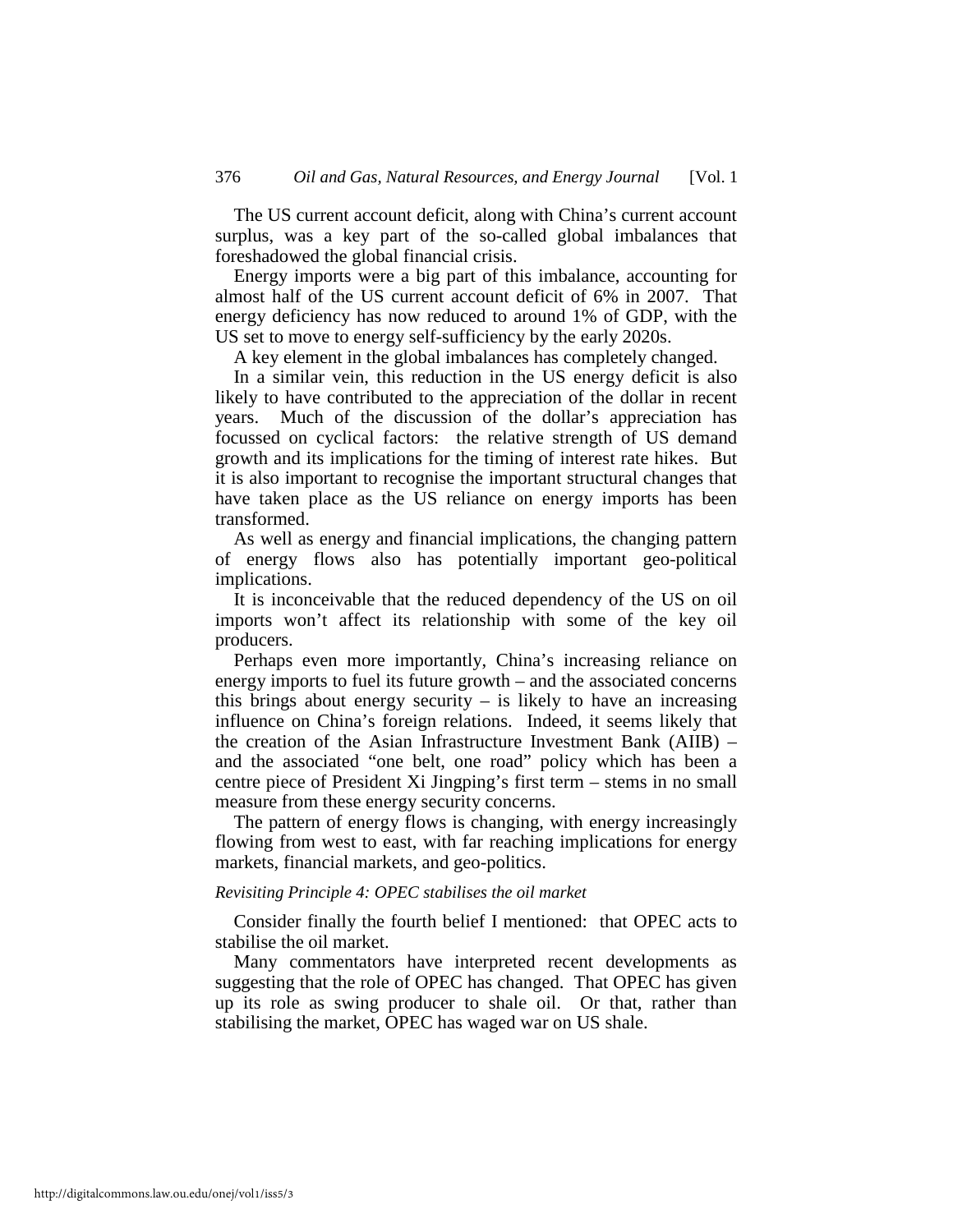The US current account deficit, along with China's current account surplus, was a key part of the so-called global imbalances that foreshadowed the global financial crisis.

Energy imports were a big part of this imbalance, accounting for almost half of the US current account deficit of 6% in 2007. That energy deficiency has now reduced to around 1% of GDP, with the US set to move to energy self-sufficiency by the early 2020s.

A key element in the global imbalances has completely changed.

In a similar vein, this reduction in the US energy deficit is also likely to have contributed to the appreciation of the dollar in recent years. Much of the discussion of the dollar's appreciation has focussed on cyclical factors: the relative strength of US demand growth and its implications for the timing of interest rate hikes. But it is also important to recognise the important structural changes that have taken place as the US reliance on energy imports has been transformed.

As well as energy and financial implications, the changing pattern of energy flows also has potentially important geo-political implications.

It is inconceivable that the reduced dependency of the US on oil imports won't affect its relationship with some of the key oil producers.

Perhaps even more importantly, China's increasing reliance on energy imports to fuel its future growth – and the associated concerns this brings about energy security – is likely to have an increasing influence on China's foreign relations. Indeed, it seems likely that the creation of the Asian Infrastructure Investment Bank (AIIB) – and the associated "one belt, one road" policy which has been a centre piece of President Xi Jingping's first term – stems in no small measure from these energy security concerns.

The pattern of energy flows is changing, with energy increasingly flowing from west to east, with far reaching implications for energy markets, financial markets, and geo-politics.

*Revisiting Principle 4: OPEC stabilises the oil market*

Consider finally the fourth belief I mentioned: that OPEC acts to stabilise the oil market.

Many commentators have interpreted recent developments as suggesting that the role of OPEC has changed. That OPEC has given up its role as swing producer to shale oil. Or that, rather than stabilising the market, OPEC has waged war on US shale.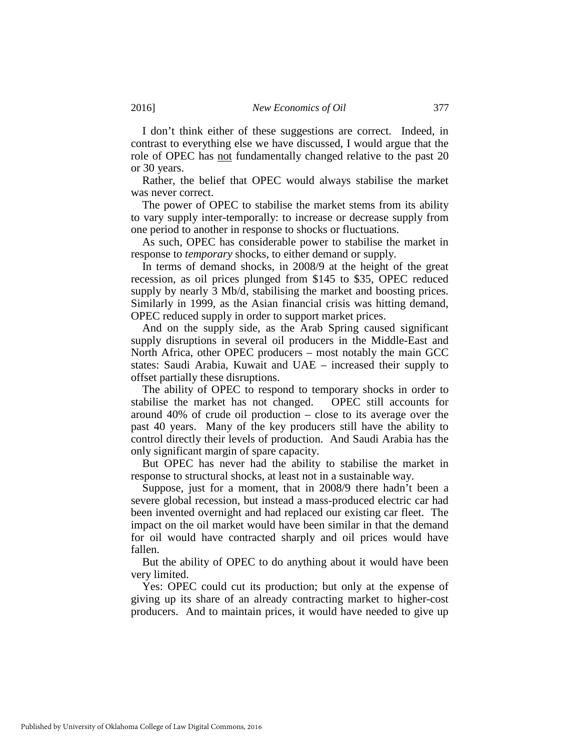I don't think either of these suggestions are correct. Indeed, in contrast to everything else we have discussed, I would argue that the role of OPEC has <u>not</u> fundamentally changed relative to the past 20 or 30 years.

Rather, the belief that OPEC would always stabilise the market was never correct.

The power of OPEC to stabilise the market stems from its ability to vary supply inter-temporally: to increase or decrease supply from one period to another in response to shocks or fluctuations.

As such, OPEC has considerable power to stabilise the market in response to *temporary* shocks, to either demand or supply.

In terms of demand shocks, in 2008/9 at the height of the great recession, as oil prices plunged from $145 to $35, OPEC reduced supply by nearly 3 Mb/d, stabilising the market and boosting prices. Similarly in 1999, as the Asian financial crisis was hitting demand, OPEC reduced supply in order to support market prices.

And on the supply side, as the Arab Spring caused significant supply disruptions in several oil producers in the Middle-East and North Africa, other OPEC producers – most notably the main GCC states: Saudi Arabia, Kuwait and UAE – increased their supply to offset partially these disruptions.

The ability of OPEC to respond to temporary shocks in order to stabilise the market has not changed. OPEC still accounts for around 40% of crude oil production – close to its average over the past 40 years. Many of the key producers still have the ability to control directly their levels of production. And Saudi Arabia has the only significant margin of spare capacity.

But OPEC has never had the ability to stabilise the market in response to structural shocks, at least not in a sustainable way.

Suppose, just for a moment, that in 2008/9 there hadn't been a severe global recession, but instead a mass-produced electric car had been invented overnight and had replaced our existing car fleet. The impact on the oil market would have been similar in that the demand for oil would have contracted sharply and oil prices would have fallen.

But the ability of OPEC to do anything about it would have been very limited.

Yes: OPEC could cut its production; but only at the expense of giving up its share of an already contracting market to higher-cost producers. And to maintain prices, it would have needed to give up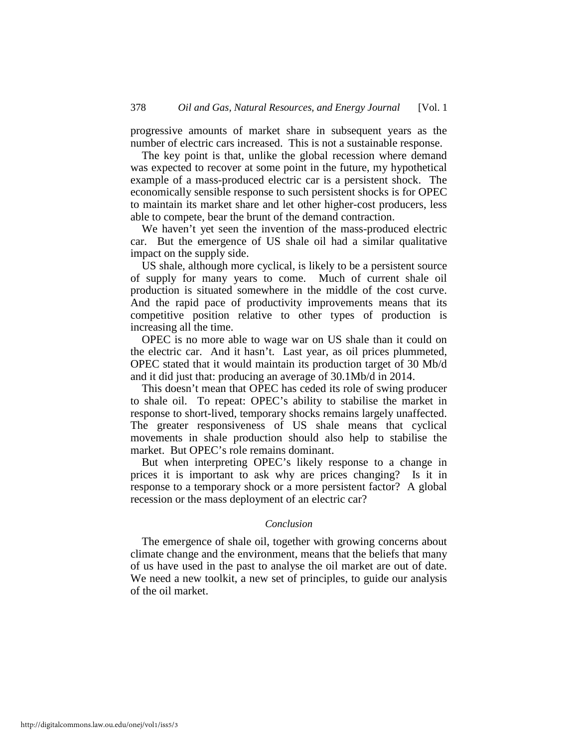progressive amounts of market share in subsequent years as the number of electric cars increased. This is not a sustainable response.

The key point is that, unlike the global recession where demand was expected to recover at some point in the future, my hypothetical example of a mass-produced electric car is a persistent shock. The economically sensible response to such persistent shocks is for OPEC to maintain its market share and let other higher-cost producers, less able to compete, bear the brunt of the demand contraction.

We haven't yet seen the invention of the mass-produced electric car. But the emergence of US shale oil had a similar qualitative impact on the supply side.

US shale, although more cyclical, is likely to be a persistent source of supply for many years to come. Much of current shale oil production is situated somewhere in the middle of the cost curve. And the rapid pace of productivity improvements means that its competitive position relative to other types of production is increasing all the time.

OPEC is no more able to wage war on US shale than it could on the electric car. And it hasn't. Last year, as oil prices plummeted, OPEC stated that it would maintain its production target of 30 Mb/d and it did just that: producing an average of 30.1Mb/d in 2014.

This doesn't mean that OPEC has ceded its role of swing producer to shale oil. To repeat: OPEC's ability to stabilise the market in response to short-lived, temporary shocks remains largely unaffected. The greater responsiveness of US shale means that cyclical movements in shale production should also help to stabilise the market. But OPEC's role remains dominant.

But when interpreting OPEC's likely response to a change in prices it is important to ask why are prices changing? Is it in response to a temporary shock or a more persistent factor? A global recession or the mass deployment of an electric car?

### *Conclusion*

The emergence of shale oil, together with growing concerns about climate change and the environment, means that the beliefs that many of us have used in the past to analyse the oil market are out of date. We need a new toolkit, a new set of principles, to guide our analysis of the oil market.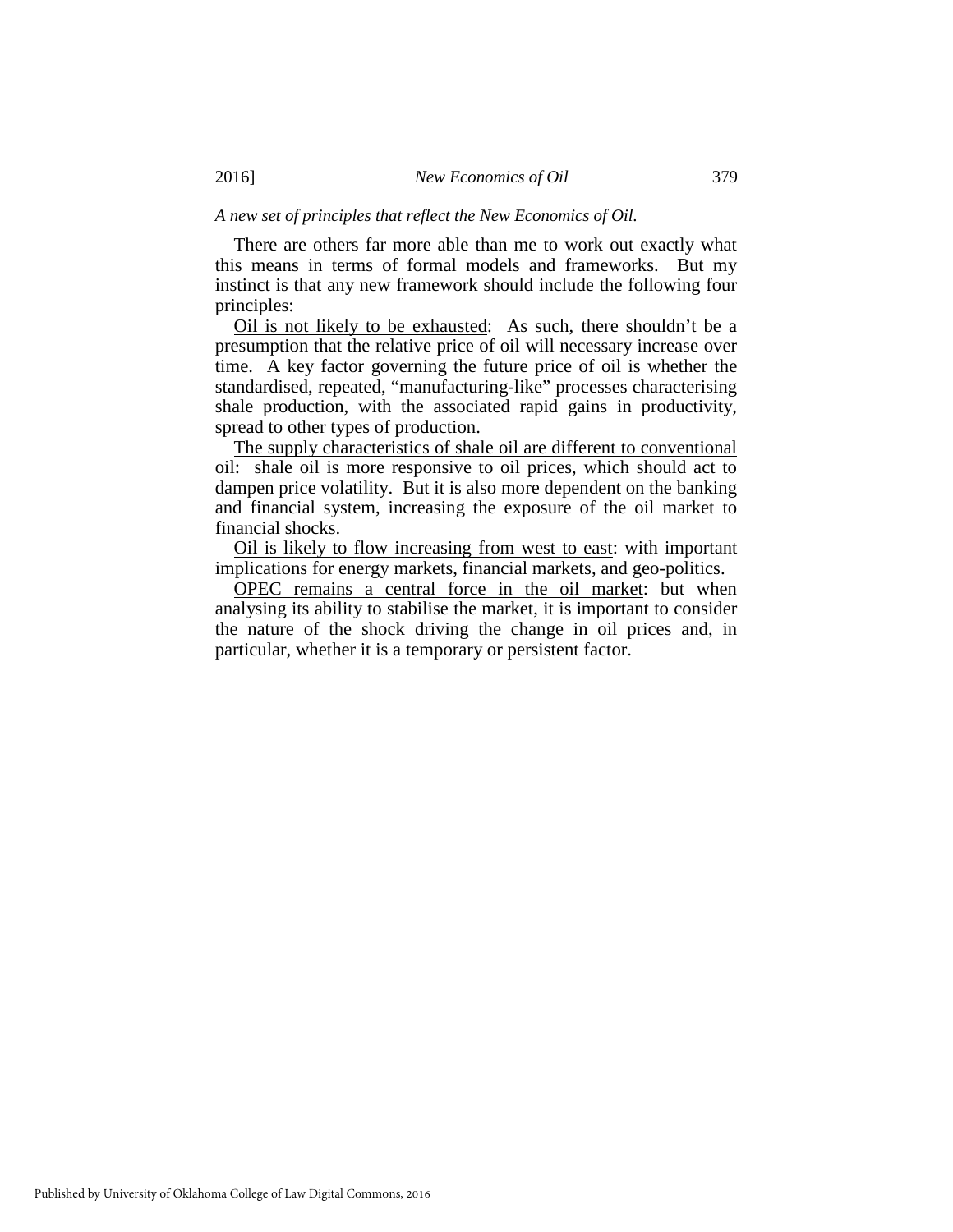*A new set of principles that reflect the New Economics of Oil.*

There are others far more able than me to work out exactly what this means in terms of formal models and frameworks. But my instinct is that any new framework should include the following four principles:

<u>Oil is not likely to be exhausted</u>: As such, there shouldn't be a presumption that the relative price of oil will necessary increase over time. A key factor governing the future price of oil is whether the standardised, repeated, "manufacturing-like" processes characterising shale production, with the associated rapid gains in productivity, spread to other types of production.

<u>The supply characteristics of shale oil are different to conventional oil</u>: shale oil is more responsive to oil prices, which should act to dampen price volatility. But it is also more dependent on the banking and financial system, increasing the exposure of the oil market to financial shocks.

<u>Oil is likely to flow increasing from west to east</u>: with important implications for energy markets, financial markets, and geo-politics.

<u>OPEC remains a central force in the oil market</u>: but when analysing its ability to stabilise the market, it is important to consider the nature of the shock driving the change in oil prices and, in particular, whether it is a temporary or persistent factor.